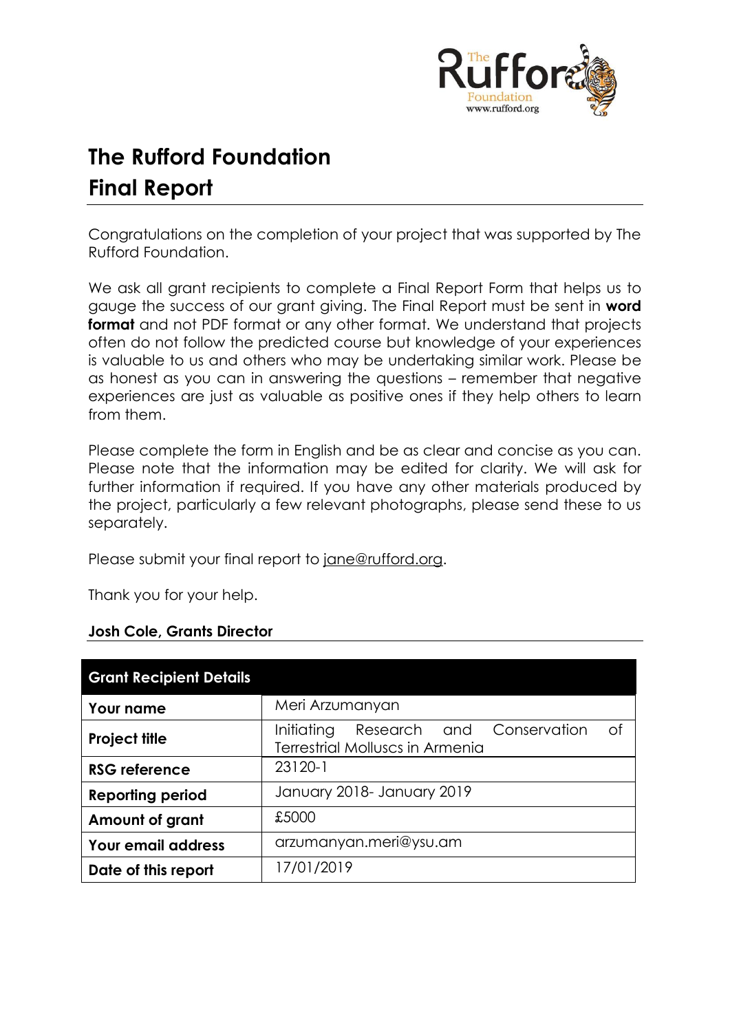# The Rufford Foundation
# Final Report

Congratulations on the completion of your project that was supported by The Rufford Foundation.

We ask all grant recipients to complete a Final Report Form that helps us to gauge the success of our grant giving. The Final Report must be sent in **word format** and not PDF format or any other format. We understand that projects often do not follow the predicted course but knowledge of your experiences is valuable to us and others who may be undertaking similar work. Please be as honest as you can in answering the questions – remember that negative experiences are just as valuable as positive ones if they help others to learn from them.

Please complete the form in English and be as clear and concise as you can. Please note that the information may be edited for clarity. We will ask for further information if required. If you have any other materials produced by the project, particularly a few relevant photographs, please send these to us separately.

Please submit your final report to jane@rufford.org.

Thank you for your help.

**Josh Cole, Grants Director**

| Grant Recipient Details | |
|---|---|
| **Your name** | Meri Arzumanyan |
| **Project title** | Initiating Research and Conservation of Terrestrial Molluscs in Armenia |
| **RSG reference** | 23120-1 |
| **Reporting period** | January 2018- January 2019 |
| **Amount of grant** | £5000 |
| **Your email address** | arzumanyan.meri@ysu.am |
| **Date of this report** | 17/01/2019 |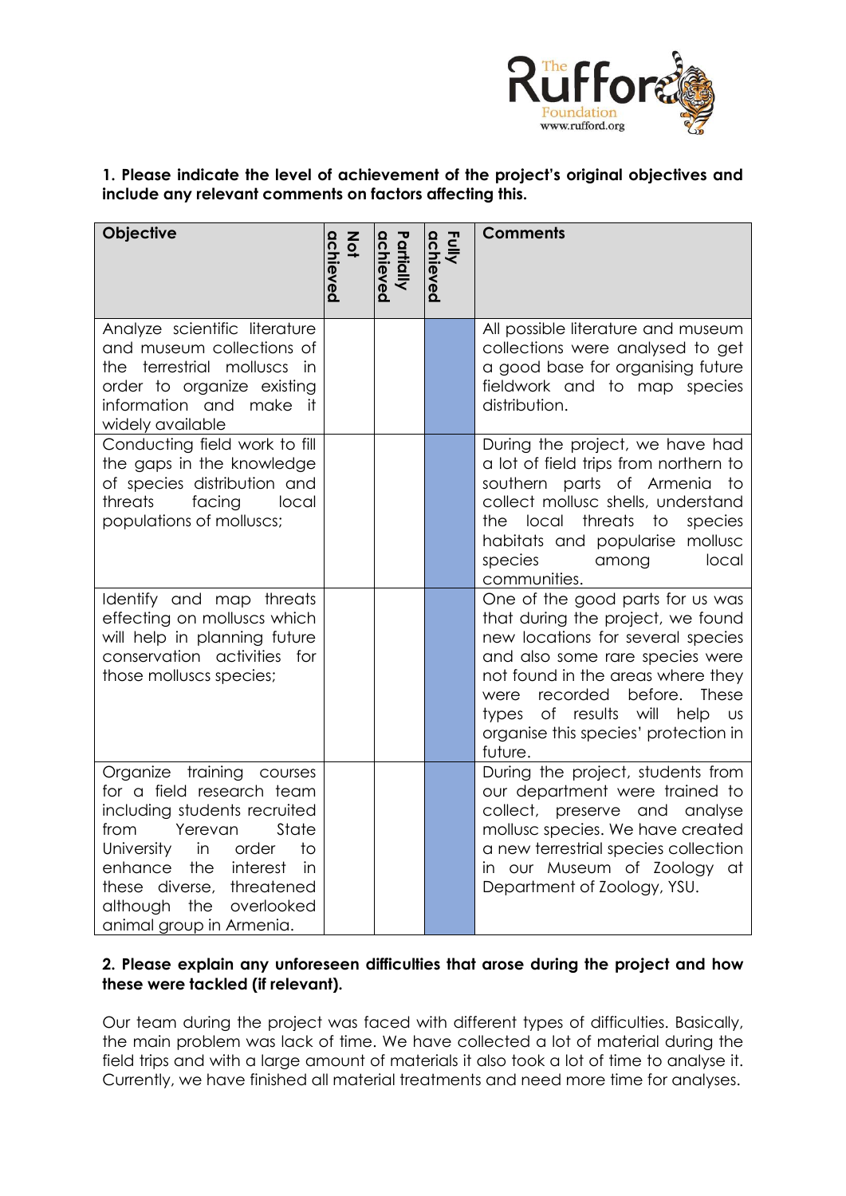**1. Please indicate the level of achievement of the project's original objectives and include any relevant comments on factors affecting this.**

| Objective | Not achieved | Partially achieved | Fully achieved | Comments |
|---|---|---|---|---|
| Analyze scientific literature and museum collections of the terrestrial molluscs in order to organize existing information and make it widely available | | | X | All possible literature and museum collections were analysed to get a good base for organising future fieldwork and to map species distribution. |
| Conducting field work to fill the gaps in the knowledge of species distribution and threats facing local populations of molluscs; | | | X | During the project, we have had a lot of field trips from northern to southern parts of Armenia to collect mollusc shells, understand the local threats to species habitats and popularise mollusc species among local communities. |
| Identify and map threats effecting on molluscs which will help in planning future conservation activities for those molluscs species; | | | X | One of the good parts for us was that during the project, we found new locations for several species and also some rare species were not found in the areas where they were recorded before. These types of results will help us organise this species' protection in future. |
| Organize training courses for a field research team including students recruited from Yerevan State University in order to enhance the interest in these diverse, threatened although the overlooked animal group in Armenia. | | | X | During the project, students from our department were trained to collect, preserve and analyse mollusc species. We have created a new terrestrial species collection in our Museum of Zoology at Department of Zoology, YSU. |

**2. Please explain any unforeseen difficulties that arose during the project and how these were tackled (if relevant).**

Our team during the project was faced with different types of difficulties. Basically, the main problem was lack of time. We have collected a lot of material during the field trips and with a large amount of materials it also took a lot of time to analyse it. Currently, we have finished all material treatments and need more time for analyses.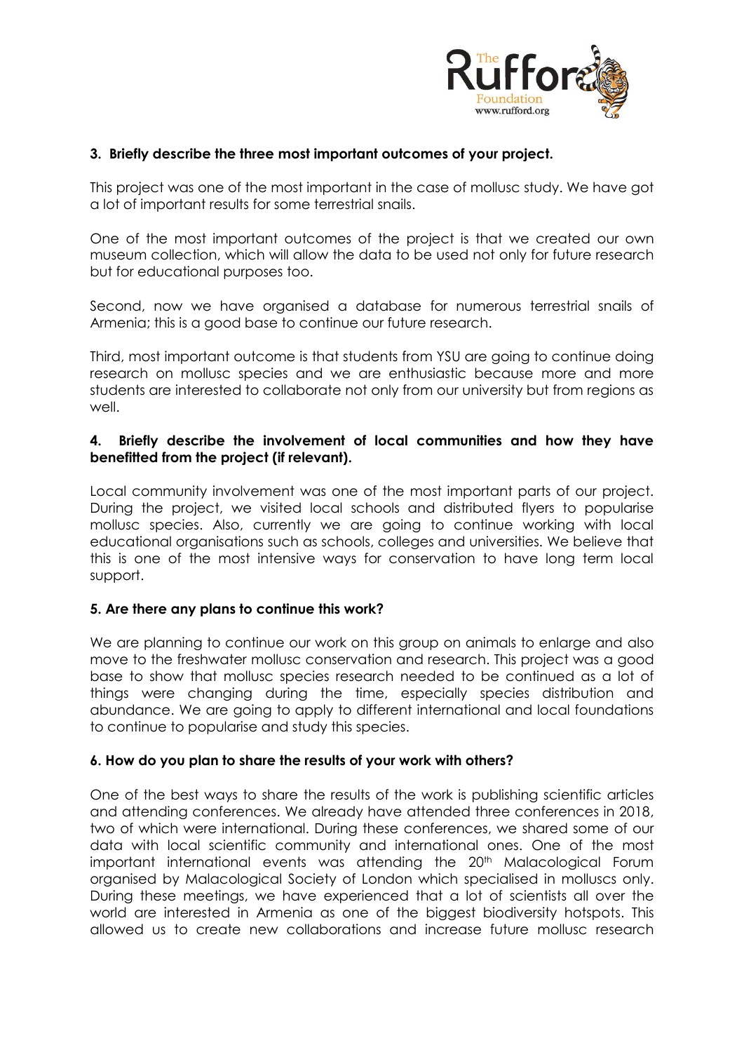**3. Briefly describe the three most important outcomes of your project.**

This project was one of the most important in the case of mollusc study. We have got a lot of important results for some terrestrial snails.

One of the most important outcomes of the project is that we created our own museum collection, which will allow the data to be used not only for future research but for educational purposes too.

Second, now we have organised a database for numerous terrestrial snails of Armenia; this is a good base to continue our future research.

Third, most important outcome is that students from YSU are going to continue doing research on mollusc species and we are enthusiastic because more and more students are interested to collaborate not only from our university but from regions as well.

**4. Briefly describe the involvement of local communities and how they have benefitted from the project (if relevant).**

Local community involvement was one of the most important parts of our project. During the project, we visited local schools and distributed flyers to popularise mollusc species. Also, currently we are going to continue working with local educational organisations such as schools, colleges and universities. We believe that this is one of the most intensive ways for conservation to have long term local support.

**5. Are there any plans to continue this work?**

We are planning to continue our work on this group on animals to enlarge and also move to the freshwater mollusc conservation and research. This project was a good base to show that mollusc species research needed to be continued as a lot of things were changing during the time, especially species distribution and abundance. We are going to apply to different international and local foundations to continue to popularise and study this species.

**6. How do you plan to share the results of your work with others?**

One of the best ways to share the results of the work is publishing scientific articles and attending conferences. We already have attended three conferences in 2018, two of which were international. During these conferences, we shared some of our data with local scientific community and international ones. One of the most important international events was attending the 20th Malacological Forum organised by Malacological Society of London which specialised in molluscs only. During these meetings, we have experienced that a lot of scientists all over the world are interested in Armenia as one of the biggest biodiversity hotspots. This allowed us to create new collaborations and increase future mollusc research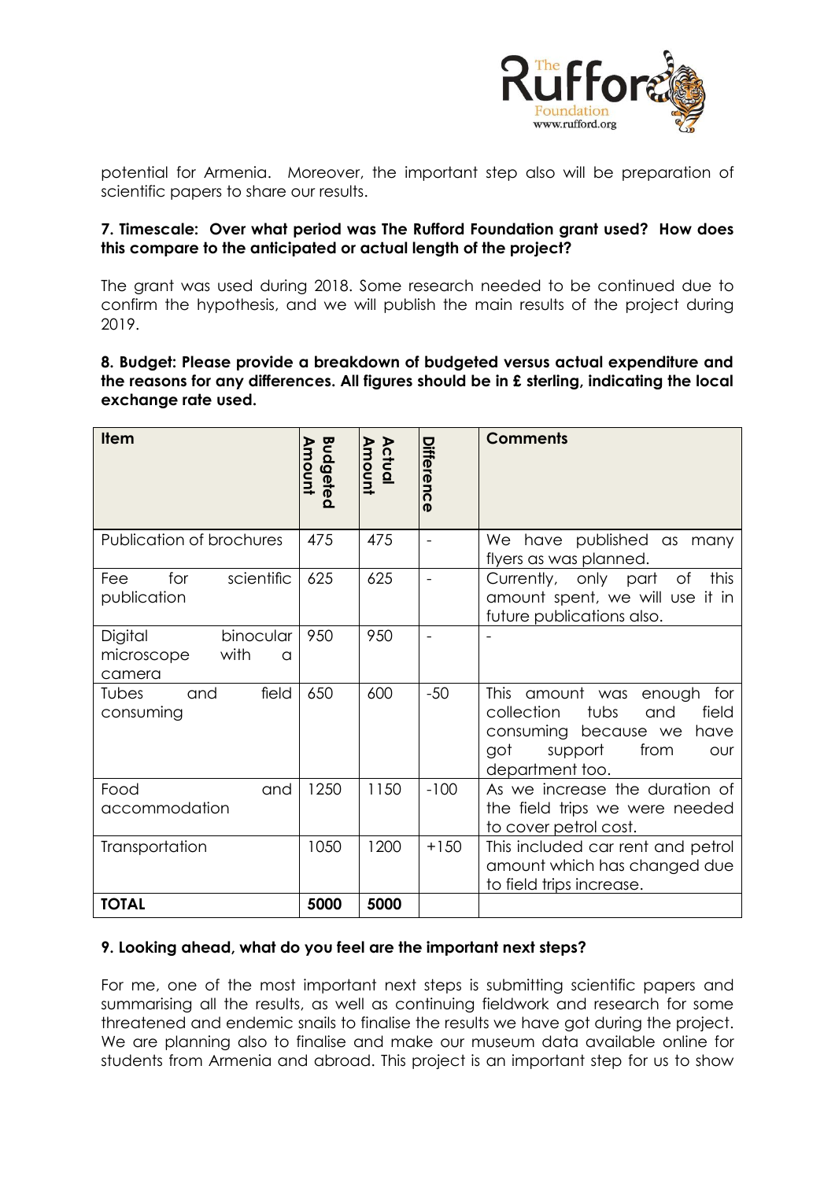potential for Armenia. Moreover, the important step also will be preparation of scientific papers to share our results.

**7. Timescale: Over what period was The Rufford Foundation grant used? How does this compare to the anticipated or actual length of the project?**

The grant was used during 2018. Some research needed to be continued due to confirm the hypothesis, and we will publish the main results of the project during 2019.

**8. Budget: Please provide a breakdown of budgeted versus actual expenditure and the reasons for any differences. All figures should be in £ sterling, indicating the local exchange rate used.**

| Item | Budgeted Amount | Actual Amount | Difference | Comments |
|---|---|---|---|---|
| Publication of brochures | 475 | 475 | - | We have published as many flyers as was planned. |
| Fee for scientific publication | 625 | 625 | - | Currently, only part of this amount spent, we will use it in future publications also. |
| Digital binocular microscope with a camera | 950 | 950 | - | - |
| Tubes and field consuming | 650 | 600 | -50 | This amount was enough for collection tubs and field consuming because we have got support from our department too. |
| Food and accommodation | 1250 | 1150 | -100 | As we increase the duration of the field trips we were needed to cover petrol cost. |
| Transportation | 1050 | 1200 | +150 | This included car rent and petrol amount which has changed due to field trips increase. |
| **TOTAL** | **5000** | **5000** | | |

**9. Looking ahead, what do you feel are the important next steps?**

For me, one of the most important next steps is submitting scientific papers and summarising all the results, as well as continuing fieldwork and research for some threatened and endemic snails to finalise the results we have got during the project. We are planning also to finalise and make our museum data available online for students from Armenia and abroad. This project is an important step for us to show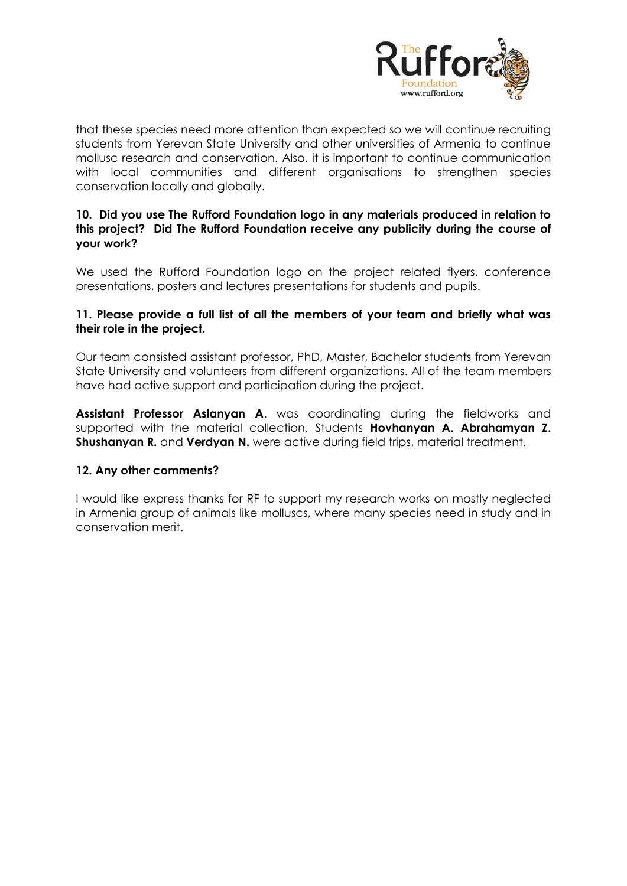that these species need more attention than expected so we will continue recruiting students from Yerevan State University and other universities of Armenia to continue mollusc research and conservation. Also, it is important to continue communication with local communities and different organisations to strengthen species conservation locally and globally.

**10. Did you use The Rufford Foundation logo in any materials produced in relation to this project? Did The Rufford Foundation receive any publicity during the course of your work?**

We used the Rufford Foundation logo on the project related flyers, conference presentations, posters and lectures presentations for students and pupils.

**11. Please provide a full list of all the members of your team and briefly what was their role in the project.**

Our team consisted assistant professor, PhD, Master, Bachelor students from Yerevan State University and volunteers from different organizations. All of the team members have had active support and participation during the project.

**Assistant Professor Aslanyan A**. was coordinating during the fieldworks and supported with the material collection. Students **Hovhanyan A. Abrahamyan Z. Shushanyan R.** and **Verdyan N.** were active during field trips, material treatment.

**12. Any other comments?**

I would like express thanks for RF to support my research works on mostly neglected in Armenia group of animals like molluscs, where many species need in study and in conservation merit.